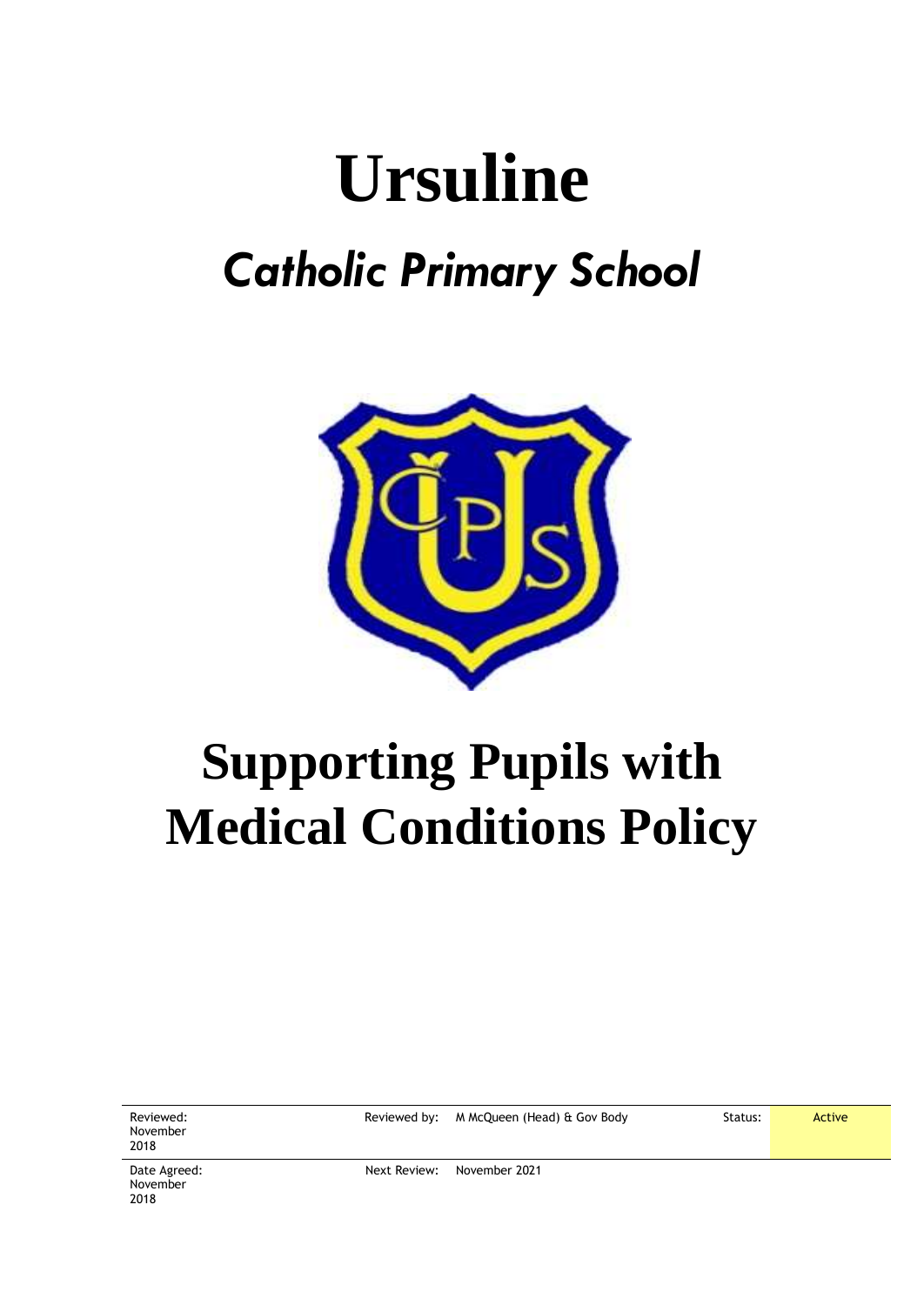# Ursuline

## *Catholic Primary School*

# Supporting Pupils with Medical Conditions Policy

| Reviewed: November 2018 | Reviewed by: | M McQueen (Head) & Gov Body | Status: | Active |
|---|---|---|---|---|
| Date Agreed: November 2018 | Next Review: | November 2021 | | |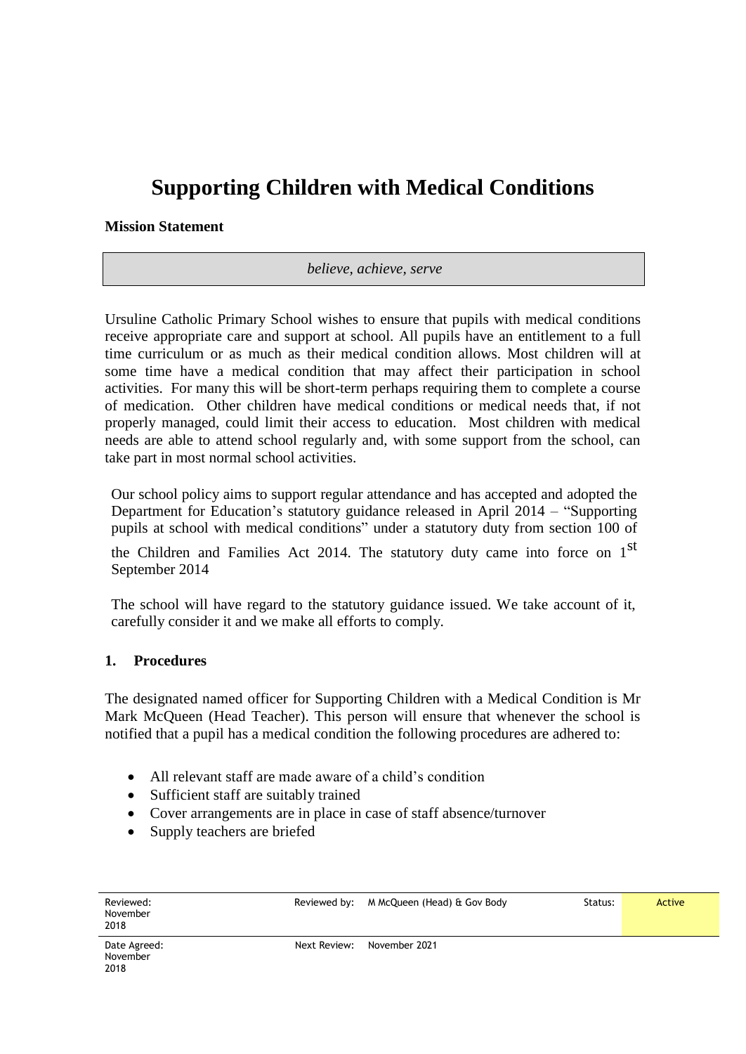# Supporting Children with Medical Conditions

**Mission Statement**

*believe, achieve, serve*

Ursuline Catholic Primary School wishes to ensure that pupils with medical conditions receive appropriate care and support at school. All pupils have an entitlement to a full time curriculum or as much as their medical condition allows. Most children will at some time have a medical condition that may affect their participation in school activities. For many this will be short-term perhaps requiring them to complete a course of medication. Other children have medical conditions or medical needs that, if not properly managed, could limit their access to education. Most children with medical needs are able to attend school regularly and, with some support from the school, can take part in most normal school activities.

Our school policy aims to support regular attendance and has accepted and adopted the Department for Education's statutory guidance released in April 2014 – "Supporting pupils at school with medical conditions" under a statutory duty from section 100 of the Children and Families Act 2014. The statutory duty came into force on 1st September 2014

The school will have regard to the statutory guidance issued. We take account of it, carefully consider it and we make all efforts to comply.

## 1. Procedures

The designated named officer for Supporting Children with a Medical Condition is Mr Mark McQueen (Head Teacher). This person will ensure that whenever the school is notified that a pupil has a medical condition the following procedures are adhered to:

- All relevant staff are made aware of a child's condition
- Sufficient staff are suitably trained
- Cover arrangements are in place in case of staff absence/turnover
- Supply teachers are briefed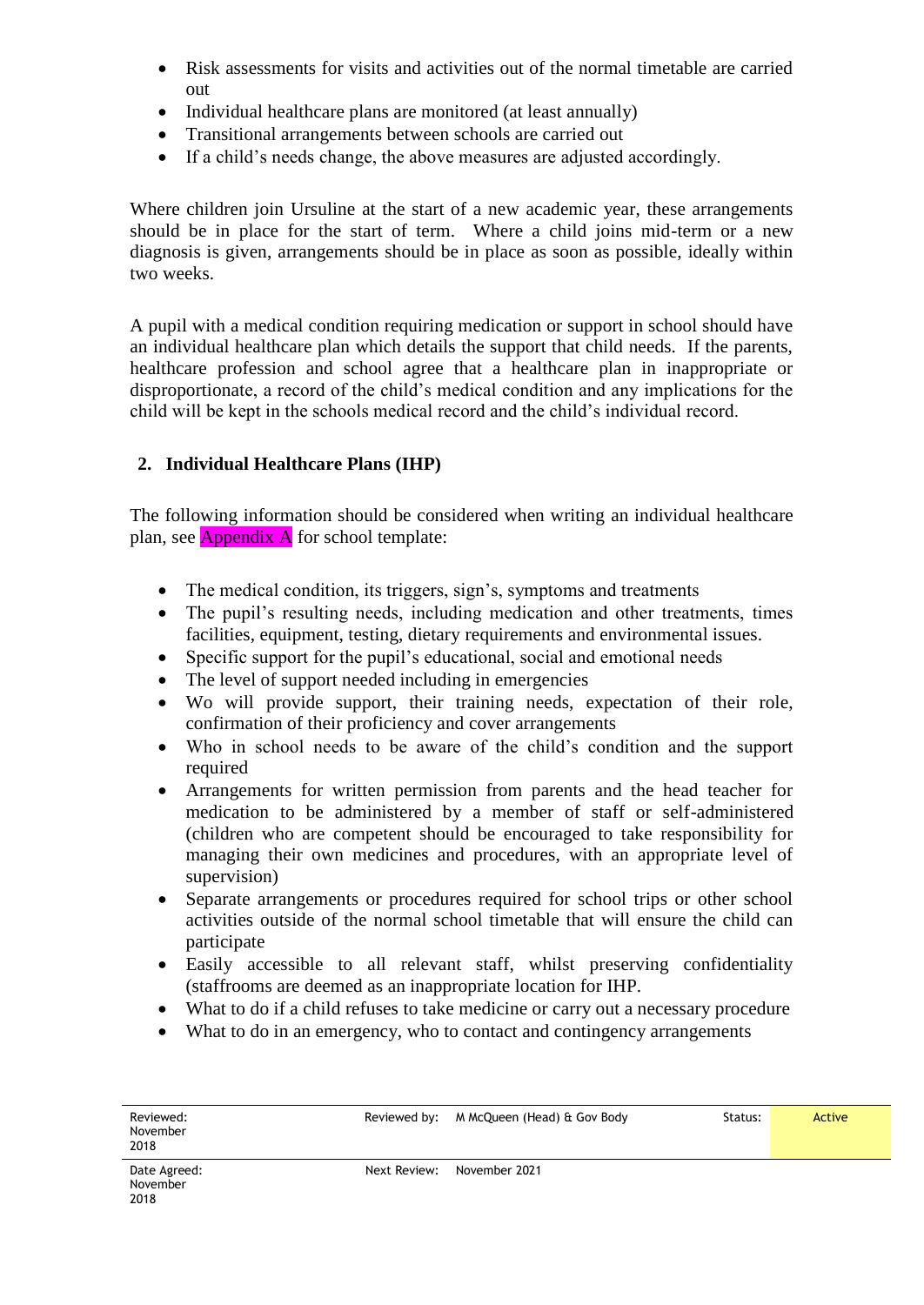- Risk assessments for visits and activities out of the normal timetable are carried out
- Individual healthcare plans are monitored (at least annually)
- Transitional arrangements between schools are carried out
- If a child's needs change, the above measures are adjusted accordingly.

Where children join Ursuline at the start of a new academic year, these arrangements should be in place for the start of term. Where a child joins mid-term or a new diagnosis is given, arrangements should be in place as soon as possible, ideally within two weeks.

A pupil with a medical condition requiring medication or support in school should have an individual healthcare plan which details the support that child needs. If the parents, healthcare profession and school agree that a healthcare plan in inappropriate or disproportionate, a record of the child's medical condition and any implications for the child will be kept in the schools medical record and the child's individual record.

## 2. Individual Healthcare Plans (IHP)

The following information should be considered when writing an individual healthcare plan, see Appendix A for school template:

- The medical condition, its triggers, sign's, symptoms and treatments
- The pupil's resulting needs, including medication and other treatments, times facilities, equipment, testing, dietary requirements and environmental issues.
- Specific support for the pupil's educational, social and emotional needs
- The level of support needed including in emergencies
- Wo will provide support, their training needs, expectation of their role, confirmation of their proficiency and cover arrangements
- Who in school needs to be aware of the child's condition and the support required
- Arrangements for written permission from parents and the head teacher for medication to be administered by a member of staff or self-administered (children who are competent should be encouraged to take responsibility for managing their own medicines and procedures, with an appropriate level of supervision)
- Separate arrangements or procedures required for school trips or other school activities outside of the normal school timetable that will ensure the child can participate
- Easily accessible to all relevant staff, whilst preserving confidentiality (staffrooms are deemed as an inappropriate location for IHP.
- What to do if a child refuses to take medicine or carry out a necessary procedure
- What to do in an emergency, who to contact and contingency arrangements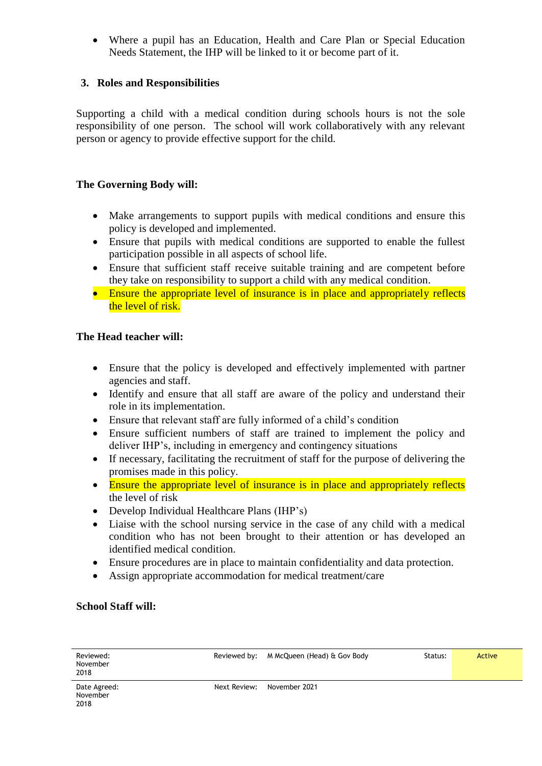- Where a pupil has an Education, Health and Care Plan or Special Education Needs Statement, the IHP will be linked to it or become part of it.

## 3. Roles and Responsibilities

Supporting a child with a medical condition during schools hours is not the sole responsibility of one person. The school will work collaboratively with any relevant person or agency to provide effective support for the child.

### The Governing Body will:

- Make arrangements to support pupils with medical conditions and ensure this policy is developed and implemented.
- Ensure that pupils with medical conditions are supported to enable the fullest participation possible in all aspects of school life.
- Ensure that sufficient staff receive suitable training and are competent before they take on responsibility to support a child with any medical condition.
- Ensure the appropriate level of insurance is in place and appropriately reflects the level of risk.

### The Head teacher will:

- Ensure that the policy is developed and effectively implemented with partner agencies and staff.
- Identify and ensure that all staff are aware of the policy and understand their role in its implementation.
- Ensure that relevant staff are fully informed of a child's condition
- Ensure sufficient numbers of staff are trained to implement the policy and deliver IHP's, including in emergency and contingency situations
- If necessary, facilitating the recruitment of staff for the purpose of delivering the promises made in this policy.
- Ensure the appropriate level of insurance is in place and appropriately reflects the level of risk
- Develop Individual Healthcare Plans (IHP's)
- Liaise with the school nursing service in the case of any child with a medical condition who has not been brought to their attention or has developed an identified medical condition.
- Ensure procedures are in place to maintain confidentiality and data protection.
- Assign appropriate accommodation for medical treatment/care

### School Staff will: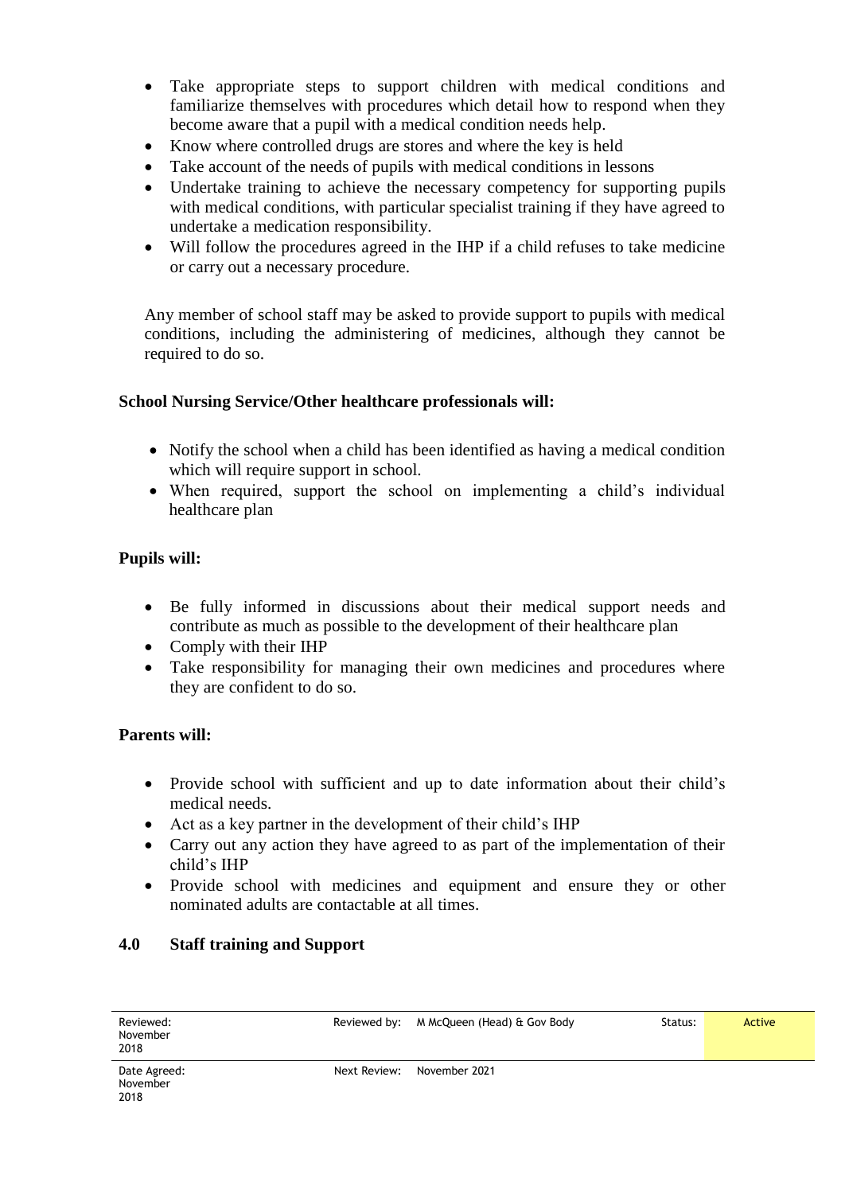- Take appropriate steps to support children with medical conditions and familiarize themselves with procedures which detail how to respond when they become aware that a pupil with a medical condition needs help.
- Know where controlled drugs are stores and where the key is held
- Take account of the needs of pupils with medical conditions in lessons
- Undertake training to achieve the necessary competency for supporting pupils with medical conditions, with particular specialist training if they have agreed to undertake a medication responsibility.
- Will follow the procedures agreed in the IHP if a child refuses to take medicine or carry out a necessary procedure.

Any member of school staff may be asked to provide support to pupils with medical conditions, including the administering of medicines, although they cannot be required to do so.

**School Nursing Service/Other healthcare professionals will:**

- Notify the school when a child has been identified as having a medical condition which will require support in school.
- When required, support the school on implementing a child's individual healthcare plan

**Pupils will:**

- Be fully informed in discussions about their medical support needs and contribute as much as possible to the development of their healthcare plan
- Comply with their IHP
- Take responsibility for managing their own medicines and procedures where they are confident to do so.

**Parents will:**

- Provide school with sufficient and up to date information about their child's medical needs.
- Act as a key partner in the development of their child's IHP
- Carry out any action they have agreed to as part of the implementation of their child's IHP
- Provide school with medicines and equipment and ensure they or other nominated adults are contactable at all times.

## 4.0 Staff training and Support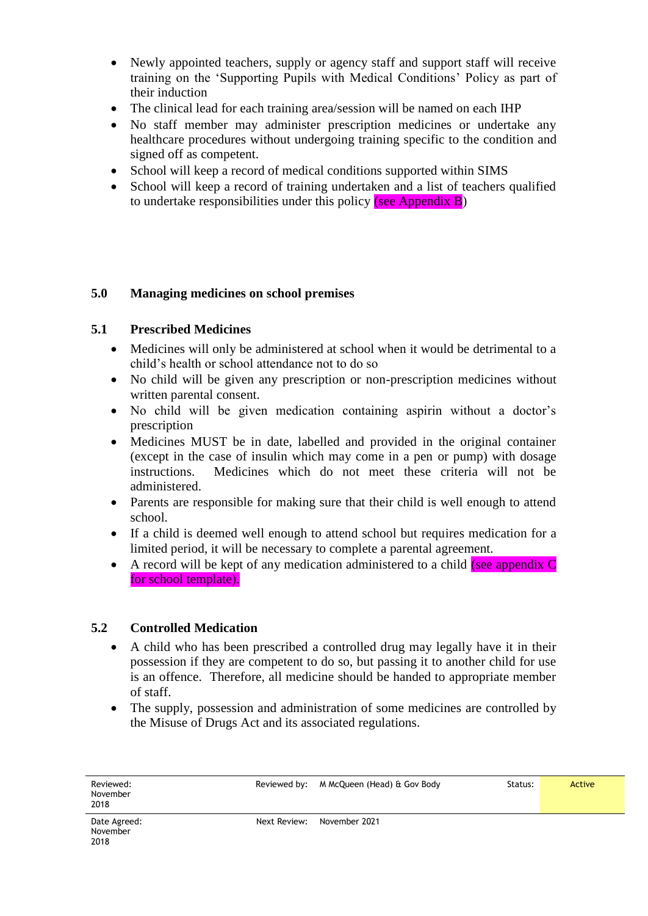- Newly appointed teachers, supply or agency staff and support staff will receive training on the 'Supporting Pupils with Medical Conditions' Policy as part of their induction
- The clinical lead for each training area/session will be named on each IHP
- No staff member may administer prescription medicines or undertake any healthcare procedures without undergoing training specific to the condition and signed off as competent.
- School will keep a record of medical conditions supported within SIMS
- School will keep a record of training undertaken and a list of teachers qualified to undertake responsibilities under this policy (see Appendix B)

## 5.0 Managing medicines on school premises

### 5.1 Prescribed Medicines

- Medicines will only be administered at school when it would be detrimental to a child's health or school attendance not to do so
- No child will be given any prescription or non-prescription medicines without written parental consent.
- No child will be given medication containing aspirin without a doctor's prescription
- Medicines MUST be in date, labelled and provided in the original container (except in the case of insulin which may come in a pen or pump) with dosage instructions. Medicines which do not meet these criteria will not be administered.
- Parents are responsible for making sure that their child is well enough to attend school.
- If a child is deemed well enough to attend school but requires medication for a limited period, it will be necessary to complete a parental agreement.
- A record will be kept of any medication administered to a child (see appendix C for school template).

### 5.2 Controlled Medication

- A child who has been prescribed a controlled drug may legally have it in their possession if they are competent to do so, but passing it to another child for use is an offence. Therefore, all medicine should be handed to appropriate member of staff.
- The supply, possession and administration of some medicines are controlled by the Misuse of Drugs Act and its associated regulations.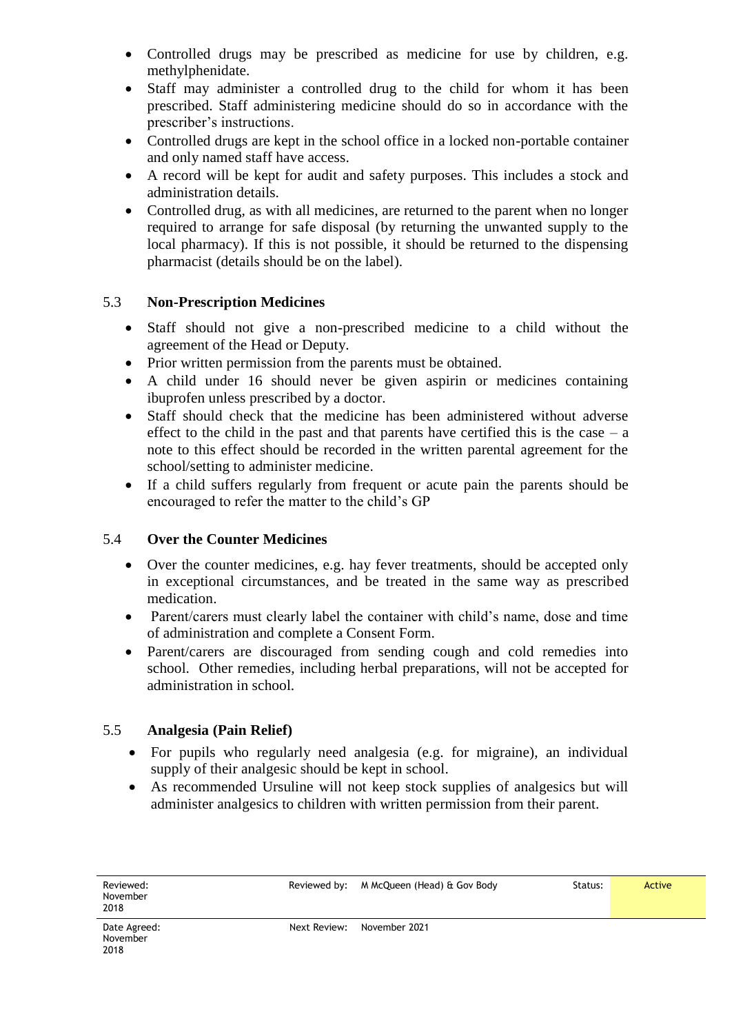- Controlled drugs may be prescribed as medicine for use by children, e.g. methylphenidate.
- Staff may administer a controlled drug to the child for whom it has been prescribed. Staff administering medicine should do so in accordance with the prescriber's instructions.
- Controlled drugs are kept in the school office in a locked non-portable container and only named staff have access.
- A record will be kept for audit and safety purposes. This includes a stock and administration details.
- Controlled drug, as with all medicines, are returned to the parent when no longer required to arrange for safe disposal (by returning the unwanted supply to the local pharmacy). If this is not possible, it should be returned to the dispensing pharmacist (details should be on the label).

### 5.3 Non-Prescription Medicines

- Staff should not give a non-prescribed medicine to a child without the agreement of the Head or Deputy.
- Prior written permission from the parents must be obtained.
- A child under 16 should never be given aspirin or medicines containing ibuprofen unless prescribed by a doctor.
- Staff should check that the medicine has been administered without adverse effect to the child in the past and that parents have certified this is the case – a note to this effect should be recorded in the written parental agreement for the school/setting to administer medicine.
- If a child suffers regularly from frequent or acute pain the parents should be encouraged to refer the matter to the child's GP

### 5.4 Over the Counter Medicines

- Over the counter medicines, e.g. hay fever treatments, should be accepted only in exceptional circumstances, and be treated in the same way as prescribed medication.
- Parent/carers must clearly label the container with child's name, dose and time of administration and complete a Consent Form.
- Parent/carers are discouraged from sending cough and cold remedies into school. Other remedies, including herbal preparations, will not be accepted for administration in school.

### 5.5 Analgesia (Pain Relief)

- For pupils who regularly need analgesia (e.g. for migraine), an individual supply of their analgesic should be kept in school.
- As recommended Ursuline will not keep stock supplies of analgesics but will administer analgesics to children with written permission from their parent.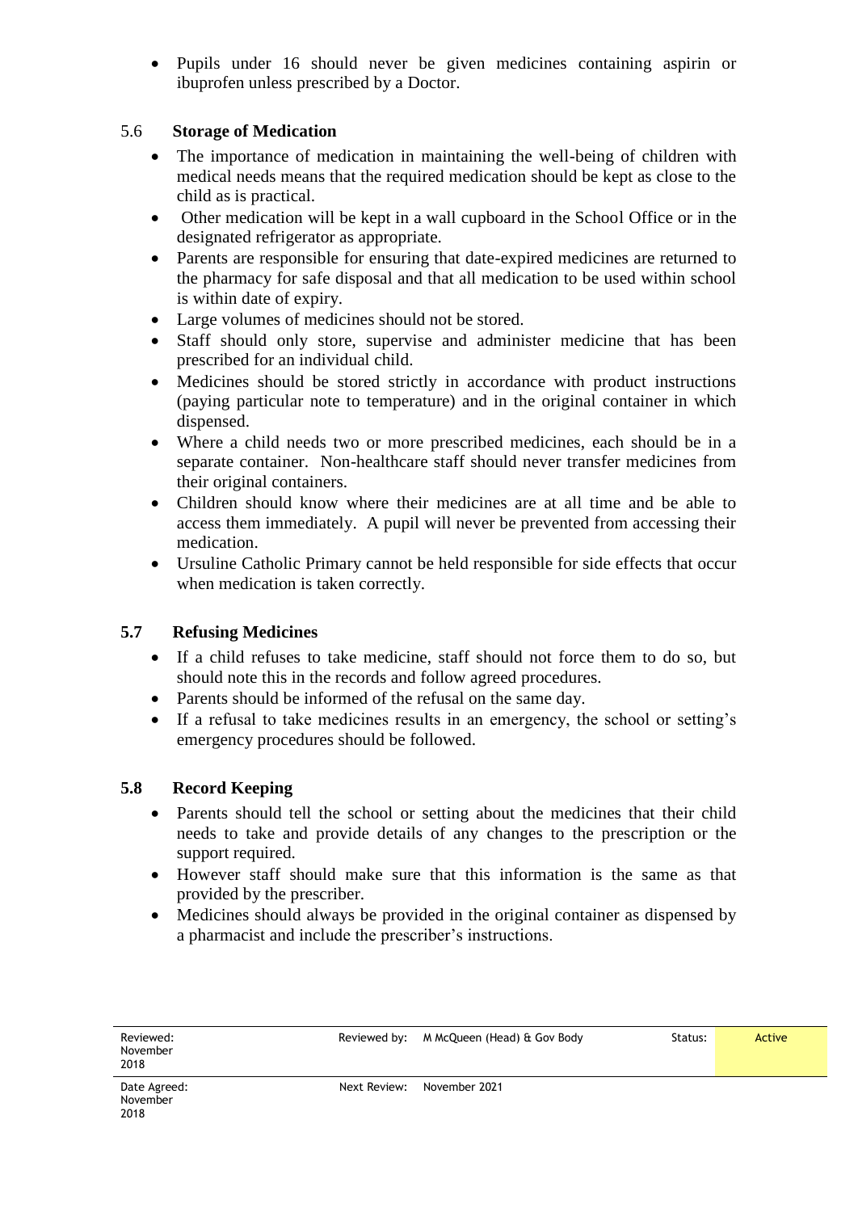- Pupils under 16 should never be given medicines containing aspirin or ibuprofen unless prescribed by a Doctor.

### 5.6 Storage of Medication

- The importance of medication in maintaining the well-being of children with medical needs means that the required medication should be kept as close to the child as is practical.
- Other medication will be kept in a wall cupboard in the School Office or in the designated refrigerator as appropriate.
- Parents are responsible for ensuring that date-expired medicines are returned to the pharmacy for safe disposal and that all medication to be used within school is within date of expiry.
- Large volumes of medicines should not be stored.
- Staff should only store, supervise and administer medicine that has been prescribed for an individual child.
- Medicines should be stored strictly in accordance with product instructions (paying particular note to temperature) and in the original container in which dispensed.
- Where a child needs two or more prescribed medicines, each should be in a separate container. Non-healthcare staff should never transfer medicines from their original containers.
- Children should know where their medicines are at all time and be able to access them immediately. A pupil will never be prevented from accessing their medication.
- Ursuline Catholic Primary cannot be held responsible for side effects that occur when medication is taken correctly.

### 5.7 Refusing Medicines

- If a child refuses to take medicine, staff should not force them to do so, but should note this in the records and follow agreed procedures.
- Parents should be informed of the refusal on the same day.
- If a refusal to take medicines results in an emergency, the school or setting's emergency procedures should be followed.

### 5.8 Record Keeping

- Parents should tell the school or setting about the medicines that their child needs to take and provide details of any changes to the prescription or the support required.
- However staff should make sure that this information is the same as that provided by the prescriber.
- Medicines should always be provided in the original container as dispensed by a pharmacist and include the prescriber's instructions.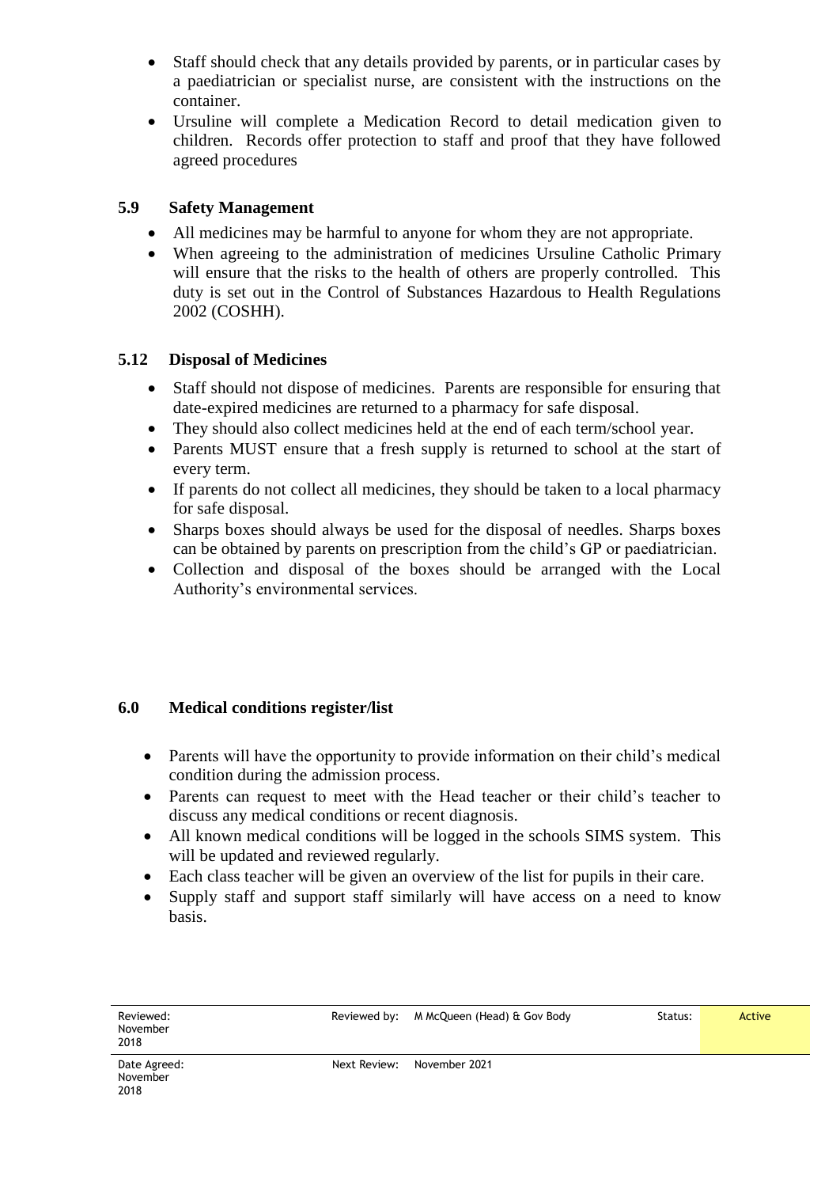- Staff should check that any details provided by parents, or in particular cases by a paediatrician or specialist nurse, are consistent with the instructions on the container.
- Ursuline will complete a Medication Record to detail medication given to children. Records offer protection to staff and proof that they have followed agreed procedures

### 5.9 Safety Management

- All medicines may be harmful to anyone for whom they are not appropriate.
- When agreeing to the administration of medicines Ursuline Catholic Primary will ensure that the risks to the health of others are properly controlled. This duty is set out in the Control of Substances Hazardous to Health Regulations 2002 (COSHH).

### 5.12 Disposal of Medicines

- Staff should not dispose of medicines. Parents are responsible for ensuring that date-expired medicines are returned to a pharmacy for safe disposal.
- They should also collect medicines held at the end of each term/school year.
- Parents MUST ensure that a fresh supply is returned to school at the start of every term.
- If parents do not collect all medicines, they should be taken to a local pharmacy for safe disposal.
- Sharps boxes should always be used for the disposal of needles. Sharps boxes can be obtained by parents on prescription from the child's GP or paediatrician.
- Collection and disposal of the boxes should be arranged with the Local Authority's environmental services.

## 6.0 Medical conditions register/list

- Parents will have the opportunity to provide information on their child's medical condition during the admission process.
- Parents can request to meet with the Head teacher or their child's teacher to discuss any medical conditions or recent diagnosis.
- All known medical conditions will be logged in the schools SIMS system. This will be updated and reviewed regularly.
- Each class teacher will be given an overview of the list for pupils in their care.
- Supply staff and support staff similarly will have access on a need to know basis.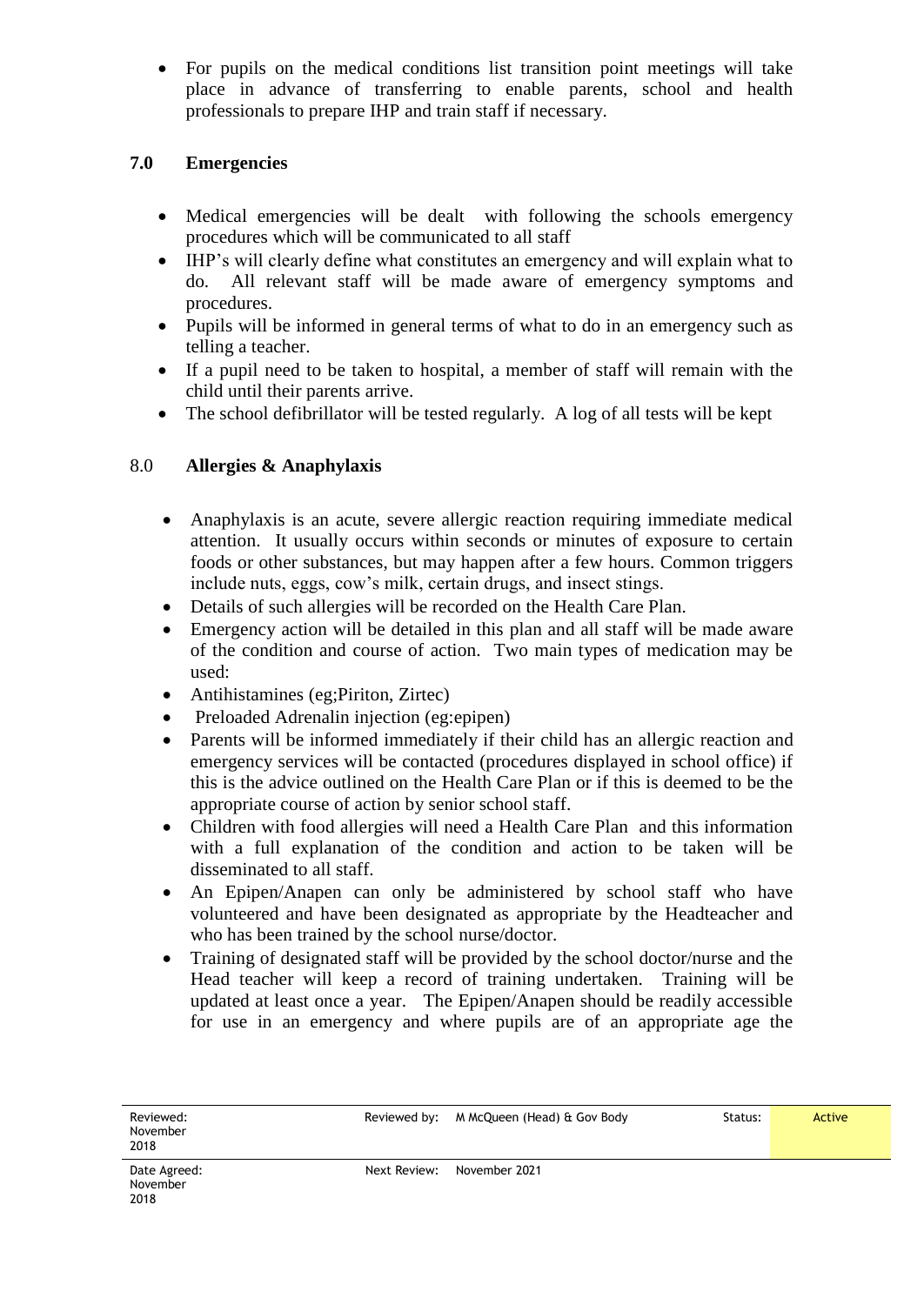- For pupils on the medical conditions list transition point meetings will take place in advance of transferring to enable parents, school and health professionals to prepare IHP and train staff if necessary.

## 7.0 Emergencies

- Medical emergencies will be dealt with following the schools emergency procedures which will be communicated to all staff
- IHP's will clearly define what constitutes an emergency and will explain what to do. All relevant staff will be made aware of emergency symptoms and procedures.
- Pupils will be informed in general terms of what to do in an emergency such as telling a teacher.
- If a pupil need to be taken to hospital, a member of staff will remain with the child until their parents arrive.
- The school defibrillator will be tested regularly. A log of all tests will be kept

## 8.0 Allergies & Anaphylaxis

- Anaphylaxis is an acute, severe allergic reaction requiring immediate medical attention. It usually occurs within seconds or minutes of exposure to certain foods or other substances, but may happen after a few hours. Common triggers include nuts, eggs, cow's milk, certain drugs, and insect stings.
- Details of such allergies will be recorded on the Health Care Plan.
- Emergency action will be detailed in this plan and all staff will be made aware of the condition and course of action. Two main types of medication may be used:
- Antihistamines (eg;Piriton, Zirtec)
- Preloaded Adrenalin injection (eg:epipen)
- Parents will be informed immediately if their child has an allergic reaction and emergency services will be contacted (procedures displayed in school office) if this is the advice outlined on the Health Care Plan or if this is deemed to be the appropriate course of action by senior school staff.
- Children with food allergies will need a Health Care Plan and this information with a full explanation of the condition and action to be taken will be disseminated to all staff.
- An Epipen/Anapen can only be administered by school staff who have volunteered and have been designated as appropriate by the Headteacher and who has been trained by the school nurse/doctor.
- Training of designated staff will be provided by the school doctor/nurse and the Head teacher will keep a record of training undertaken. Training will be updated at least once a year. The Epipen/Anapen should be readily accessible for use in an emergency and where pupils are of an appropriate age the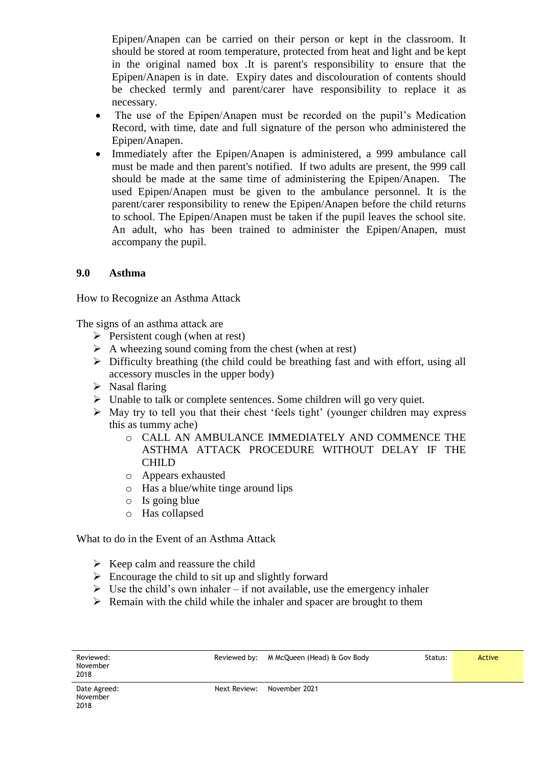Epipen/Anapen can be carried on their person or kept in the classroom. It should be stored at room temperature, protected from heat and light and be kept in the original named box .It is parent's responsibility to ensure that the Epipen/Anapen is in date. Expiry dates and discolouration of contents should be checked termly and parent/carer have responsibility to replace it as necessary.

- The use of the Epipen/Anapen must be recorded on the pupil's Medication Record, with time, date and full signature of the person who administered the Epipen/Anapen.
- Immediately after the Epipen/Anapen is administered, a 999 ambulance call must be made and then parent's notified. If two adults are present, the 999 call should be made at the same time of administering the Epipen/Anapen. The used Epipen/Anapen must be given to the ambulance personnel. It is the parent/carer responsibility to renew the Epipen/Anapen before the child returns to school. The Epipen/Anapen must be taken if the pupil leaves the school site. An adult, who has been trained to administer the Epipen/Anapen, must accompany the pupil.

## 9.0 Asthma

How to Recognize an Asthma Attack

The signs of an asthma attack are

- Persistent cough (when at rest)
- A wheezing sound coming from the chest (when at rest)
- Difficulty breathing (the child could be breathing fast and with effort, using all accessory muscles in the upper body)
- Nasal flaring
- Unable to talk or complete sentences. Some children will go very quiet.
- May try to tell you that their chest 'feels tight' (younger children may express this as tummy ache)
    - CALL AN AMBULANCE IMMEDIATELY AND COMMENCE THE ASTHMA ATTACK PROCEDURE WITHOUT DELAY IF THE CHILD
    - Appears exhausted
    - Has a blue/white tinge around lips
    - Is going blue
    - Has collapsed

What to do in the Event of an Asthma Attack

- Keep calm and reassure the child
- Encourage the child to sit up and slightly forward
- Use the child's own inhaler – if not available, use the emergency inhaler
- Remain with the child while the inhaler and spacer are brought to them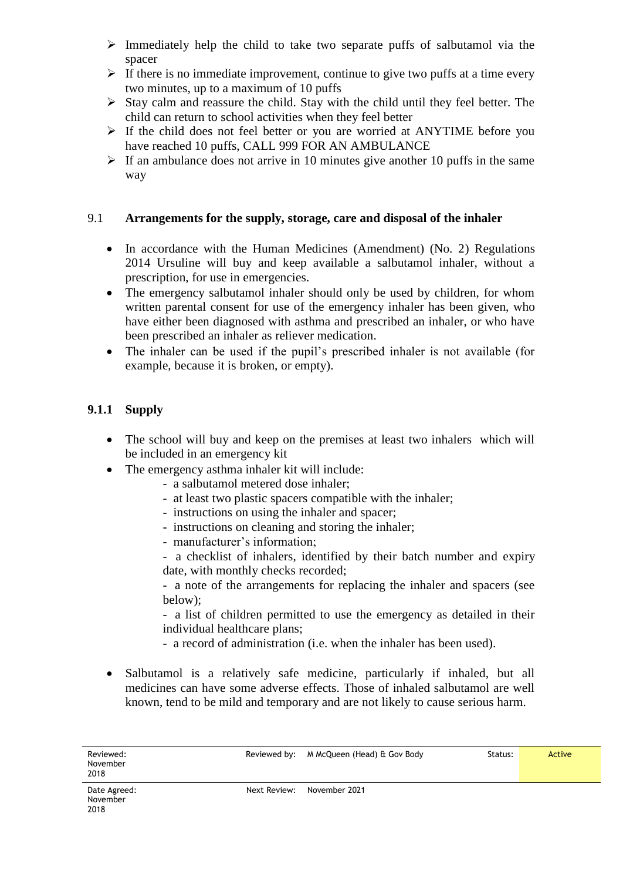- Immediately help the child to take two separate puffs of salbutamol via the spacer
- If there is no immediate improvement, continue to give two puffs at a time every two minutes, up to a maximum of 10 puffs
- Stay calm and reassure the child. Stay with the child until they feel better. The child can return to school activities when they feel better
- If the child does not feel better or you are worried at ANYTIME before you have reached 10 puffs, CALL 999 FOR AN AMBULANCE
- If an ambulance does not arrive in 10 minutes give another 10 puffs in the same way

### 9.1 Arrangements for the supply, storage, care and disposal of the inhaler

- In accordance with the Human Medicines (Amendment) (No. 2) Regulations 2014 Ursuline will buy and keep available a salbutamol inhaler, without a prescription, for use in emergencies.
- The emergency salbutamol inhaler should only be used by children, for whom written parental consent for use of the emergency inhaler has been given, who have either been diagnosed with asthma and prescribed an inhaler, or who have been prescribed an inhaler as reliever medication.
- The inhaler can be used if the pupil's prescribed inhaler is not available (for example, because it is broken, or empty).

#### 9.1.1 Supply

- The school will buy and keep on the premises at least two inhalers which will be included in an emergency kit
- The emergency asthma inhaler kit will include:
  - a salbutamol metered dose inhaler;
  - at least two plastic spacers compatible with the inhaler;
  - instructions on using the inhaler and spacer;
  - instructions on cleaning and storing the inhaler;
  - manufacturer's information;
  - a checklist of inhalers, identified by their batch number and expiry date, with monthly checks recorded;
  - a note of the arrangements for replacing the inhaler and spacers (see below);
  - a list of children permitted to use the emergency as detailed in their individual healthcare plans;
  - a record of administration (i.e. when the inhaler has been used).
- Salbutamol is a relatively safe medicine, particularly if inhaled, but all medicines can have some adverse effects. Those of inhaled salbutamol are well known, tend to be mild and temporary and are not likely to cause serious harm.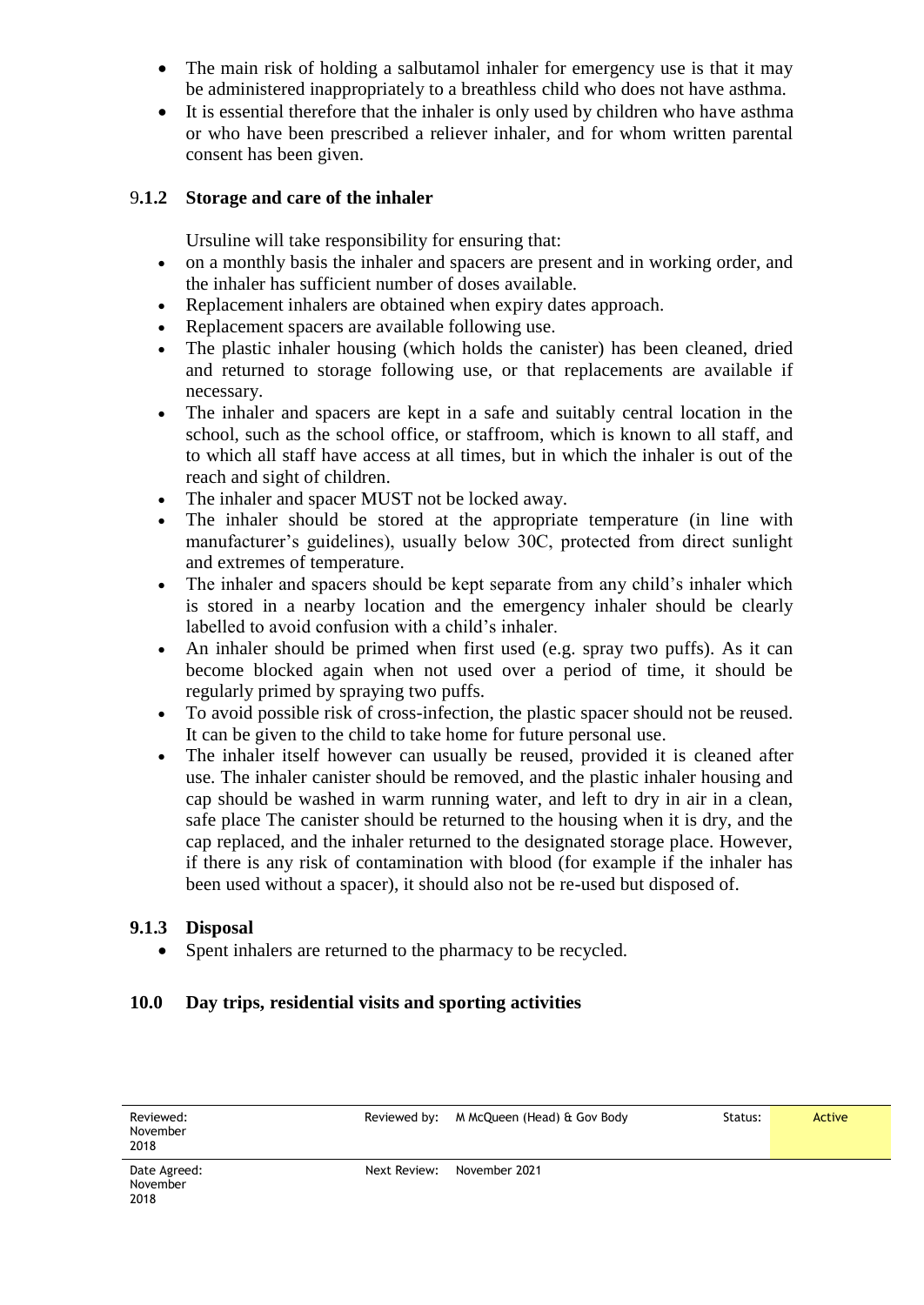- The main risk of holding a salbutamol inhaler for emergency use is that it may be administered inappropriately to a breathless child who does not have asthma.
- It is essential therefore that the inhaler is only used by children who have asthma or who have been prescribed a reliever inhaler, and for whom written parental consent has been given.

### 9.1.2 Storage and care of the inhaler

Ursuline will take responsibility for ensuring that:

- on a monthly basis the inhaler and spacers are present and in working order, and the inhaler has sufficient number of doses available.
- Replacement inhalers are obtained when expiry dates approach.
- Replacement spacers are available following use.
- The plastic inhaler housing (which holds the canister) has been cleaned, dried and returned to storage following use, or that replacements are available if necessary.
- The inhaler and spacers are kept in a safe and suitably central location in the school, such as the school office, or staffroom, which is known to all staff, and to which all staff have access at all times, but in which the inhaler is out of the reach and sight of children.
- The inhaler and spacer MUST not be locked away.
- The inhaler should be stored at the appropriate temperature (in line with manufacturer's guidelines), usually below 30C, protected from direct sunlight and extremes of temperature.
- The inhaler and spacers should be kept separate from any child's inhaler which is stored in a nearby location and the emergency inhaler should be clearly labelled to avoid confusion with a child's inhaler.
- An inhaler should be primed when first used (e.g. spray two puffs). As it can become blocked again when not used over a period of time, it should be regularly primed by spraying two puffs.
- To avoid possible risk of cross-infection, the plastic spacer should not be reused. It can be given to the child to take home for future personal use.
- The inhaler itself however can usually be reused, provided it is cleaned after use. The inhaler canister should be removed, and the plastic inhaler housing and cap should be washed in warm running water, and left to dry in air in a clean, safe place The canister should be returned to the housing when it is dry, and the cap replaced, and the inhaler returned to the designated storage place. However, if there is any risk of contamination with blood (for example if the inhaler has been used without a spacer), it should also not be re-used but disposed of.

### 9.1.3 Disposal

- Spent inhalers are returned to the pharmacy to be recycled.

## 10.0 Day trips, residential visits and sporting activities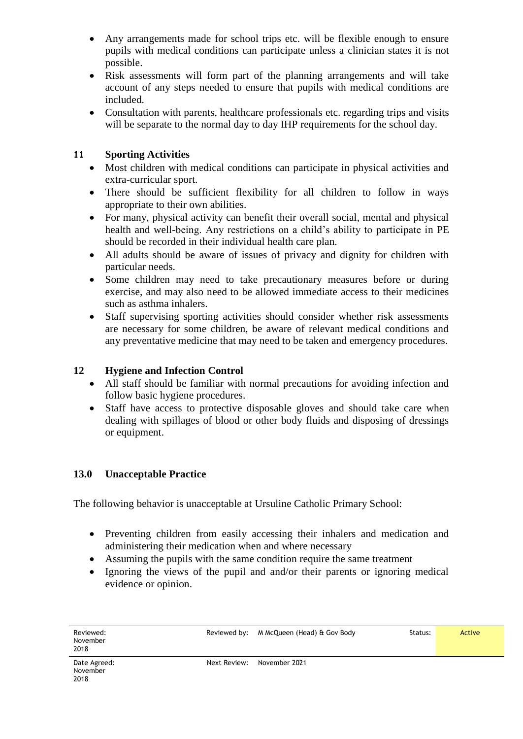- Any arrangements made for school trips etc. will be flexible enough to ensure pupils with medical conditions can participate unless a clinician states it is not possible.
- Risk assessments will form part of the planning arrangements and will take account of any steps needed to ensure that pupils with medical conditions are included.
- Consultation with parents, healthcare professionals etc. regarding trips and visits will be separate to the normal day to day IHP requirements for the school day.

## 11 Sporting Activities

- Most children with medical conditions can participate in physical activities and extra-curricular sport.
- There should be sufficient flexibility for all children to follow in ways appropriate to their own abilities.
- For many, physical activity can benefit their overall social, mental and physical health and well-being. Any restrictions on a child's ability to participate in PE should be recorded in their individual health care plan.
- All adults should be aware of issues of privacy and dignity for children with particular needs.
- Some children may need to take precautionary measures before or during exercise, and may also need to be allowed immediate access to their medicines such as asthma inhalers.
- Staff supervising sporting activities should consider whether risk assessments are necessary for some children, be aware of relevant medical conditions and any preventative medicine that may need to be taken and emergency procedures.

## 12 Hygiene and Infection Control

- All staff should be familiar with normal precautions for avoiding infection and follow basic hygiene procedures.
- Staff have access to protective disposable gloves and should take care when dealing with spillages of blood or other body fluids and disposing of dressings or equipment.

## 13.0 Unacceptable Practice

The following behavior is unacceptable at Ursuline Catholic Primary School:

- Preventing children from easily accessing their inhalers and medication and administering their medication when and where necessary
- Assuming the pupils with the same condition require the same treatment
- Ignoring the views of the pupil and and/or their parents or ignoring medical evidence or opinion.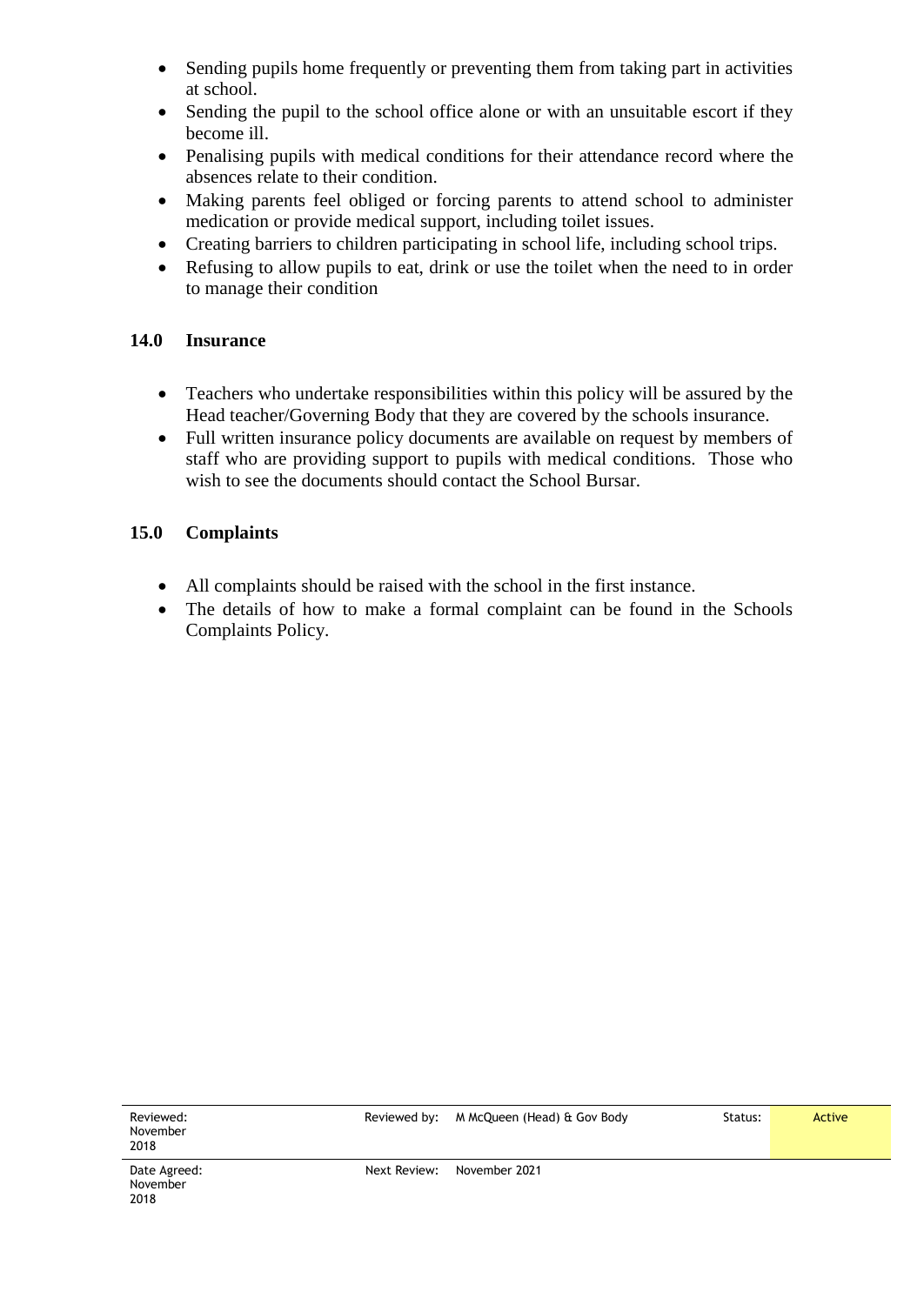- Sending pupils home frequently or preventing them from taking part in activities at school.
- Sending the pupil to the school office alone or with an unsuitable escort if they become ill.
- Penalising pupils with medical conditions for their attendance record where the absences relate to their condition.
- Making parents feel obliged or forcing parents to attend school to administer medication or provide medical support, including toilet issues.
- Creating barriers to children participating in school life, including school trips.
- Refusing to allow pupils to eat, drink or use the toilet when the need to in order to manage their condition

## 14.0 Insurance

- Teachers who undertake responsibilities within this policy will be assured by the Head teacher/Governing Body that they are covered by the schools insurance.
- Full written insurance policy documents are available on request by members of staff who are providing support to pupils with medical conditions. Those who wish to see the documents should contact the School Bursar.

## 15.0 Complaints

- All complaints should be raised with the school in the first instance.
- The details of how to make a formal complaint can be found in the Schools Complaints Policy.

| | | | | | |
|---|---|---|---|---|---|
| Reviewed: November 2018 | Reviewed by: | M McQueen (Head) & Gov Body | Status: | Active |
| Date Agreed: November 2018 | Next Review: | November 2021 | | |